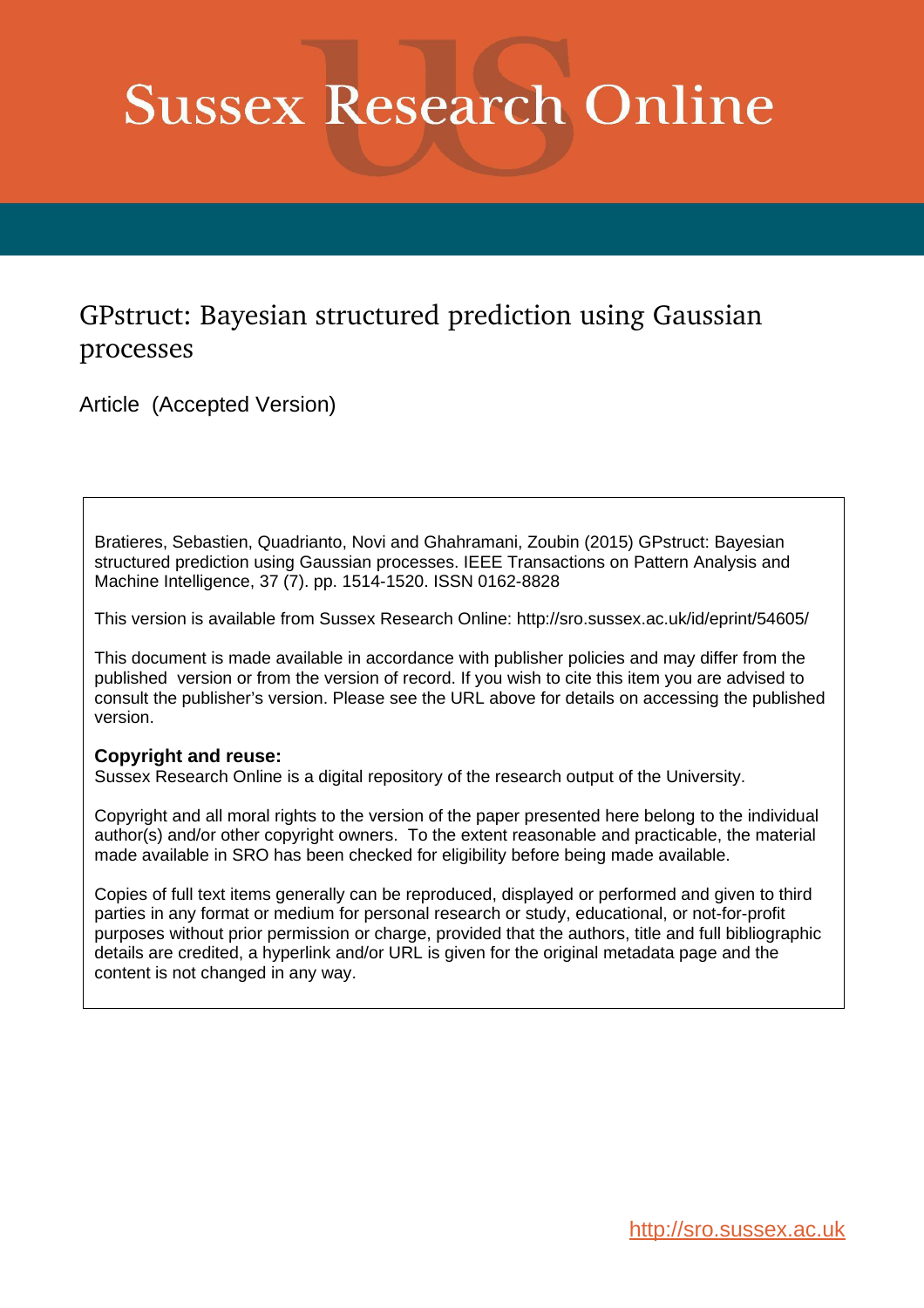# Sussex Research Online

## GPstruct: Bayesian structured prediction using Gaussian processes

Article (Accepted Version)

Bratieres, Sebastien, Quadrianto, Novi and Ghahramani, Zoubin (2015) GPstruct: Bayesian structured prediction using Gaussian processes. IEEE Transactions on Pattern Analysis and Machine Intelligence, 37 (7). pp. 1514-1520. ISSN 0162-8828

This version is available from Sussex Research Online: http://sro.sussex.ac.uk/id/eprint/54605/

This document is made available in accordance with publisher policies and may differ from the published version or from the version of record. If you wish to cite this item you are advised to consult the publisher's version. Please see the URL above for details on accessing the published version.

**Copyright and reuse:**
Sussex Research Online is a digital repository of the research output of the University.

Copyright and all moral rights to the version of the paper presented here belong to the individual author(s) and/or other copyright owners. To the extent reasonable and practicable, the material made available in SRO has been checked for eligibility before being made available.

Copies of full text items generally can be reproduced, displayed or performed and given to third parties in any format or medium for personal research or study, educational, or not-for-profit purposes without prior permission or charge, provided that the authors, title and full bibliographic details are credited, a hyperlink and/or URL is given for the original metadata page and the content is not changed in any way.

http://sro.sussex.ac.uk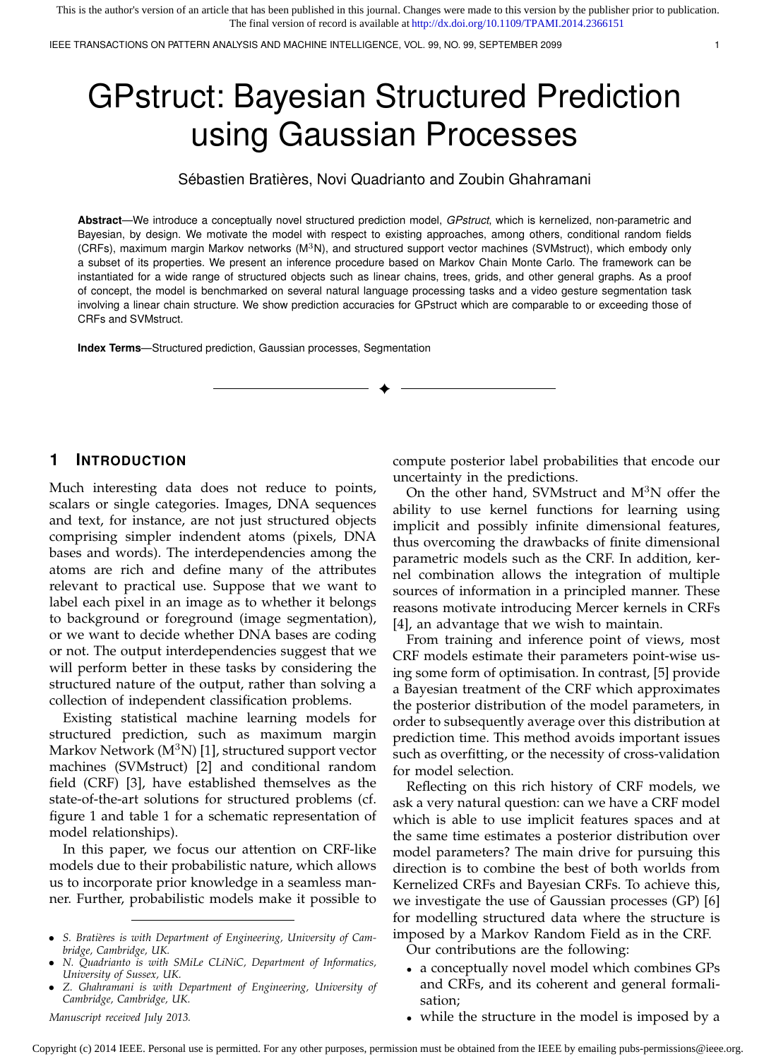This is the author's version of an article that has been published in this journal. Changes were made to this version by the publisher prior to publication. The final version of record is available at http://dx.doi.org/10.1109/TPAMI.2014.2366151

# GPstruct: Bayesian Structured Prediction using Gaussian Processes

Sébastien Bratières, Novi Quadrianto and Zoubin Ghahramani

**Abstract**—We introduce a conceptually novel structured prediction model, *GPstruct*, which is kernelized, non-parametric and Bayesian, by design. We motivate the model with respect to existing approaches, among others, conditional random fields (CRFs), maximum margin Markov networks ($M^3N$), and structured support vector machines (SVMstruct), which embody only a subset of its properties. We present an inference procedure based on Markov Chain Monte Carlo. The framework can be instantiated for a wide range of structured objects such as linear chains, trees, grids, and other general graphs. As a proof of concept, the model is benchmarked on several natural language processing tasks and a video gesture segmentation task involving a linear chain structure. We show prediction accuracies for GPstruct which are comparable to or exceeding those of CRFs and SVMstruct.

**Index Terms**—Structured prediction, Gaussian processes, Segmentation

## 1 Introduction

Much interesting data does not reduce to points, scalars or single categories. Images, DNA sequences and text, for instance, are not just structured objects comprising simpler indendent atoms (pixels, DNA bases and words). The interdependencies among the atoms are rich and define many of the attributes relevant to practical use. Suppose that we want to label each pixel in an image as to whether it belongs to background or foreground (image segmentation), or we want to decide whether DNA bases are coding or not. The output interdependencies suggest that we will perform better in these tasks by considering the structured nature of the output, rather than solving a collection of independent classification problems.

Existing statistical machine learning models for structured prediction, such as maximum margin Markov Network ($M^3N$) [1], structured support vector machines (SVMstruct) [2] and conditional random field (CRF) [3], have established themselves as the state-of-the-art solutions for structured problems (cf. figure 1 and table 1 for a schematic representation of model relationships).

In this paper, we focus our attention on CRF-like models due to their probabilistic nature, which allows us to incorporate prior knowledge in a seamless manner. Further, probabilistic models make it possible to compute posterior label probabilities that encode our uncertainty in the predictions.

On the other hand, SVMstruct and $M^3N$ offer the ability to use kernel functions for learning using implicit and possibly infinite dimensional features, thus overcoming the drawbacks of finite dimensional parametric models such as the CRF. In addition, kernel combination allows the integration of multiple sources of information in a principled manner. These reasons motivate introducing Mercer kernels in CRFs [4], an advantage that we wish to maintain.

From training and inference point of views, most CRF models estimate their parameters point-wise using some form of optimisation. In contrast, [5] provide a Bayesian treatment of the CRF which approximates the posterior distribution of the model parameters, in order to subsequently average over this distribution at prediction time. This method avoids important issues such as overfitting, or the necessity of cross-validation for model selection.

Reflecting on this rich history of CRF models, we ask a very natural question: can we have a CRF model which is able to use implicit features spaces and at the same time estimates a posterior distribution over model parameters? The main drive for pursuing this direction is to combine the best of both worlds from Kernelized CRFs and Bayesian CRFs. To achieve this, we investigate the use of Gaussian processes (GP) [6] for modelling structured data where the structure is imposed by a Markov Random Field as in the CRF.

Our contributions are the following:

- a conceptually novel model which combines GPs and CRFs, and its coherent and general formalisation;
- while the structure in the model is imposed by a

- S. Bratières is with Department of Engineering, University of Cambridge, Cambridge, UK.
- N. Quadrianto is with SMiLe CLiNiC, Department of Informatics, University of Sussex, UK.
- Z. Ghahramani is with Department of Engineering, University of Cambridge, Cambridge, UK.

*Manuscript received July 2013.*

Copyright (c) 2014 IEEE. Personal use is permitted. For any other purposes, permission must be obtained from the IEEE by emailing pubs-permissions@ieee.org.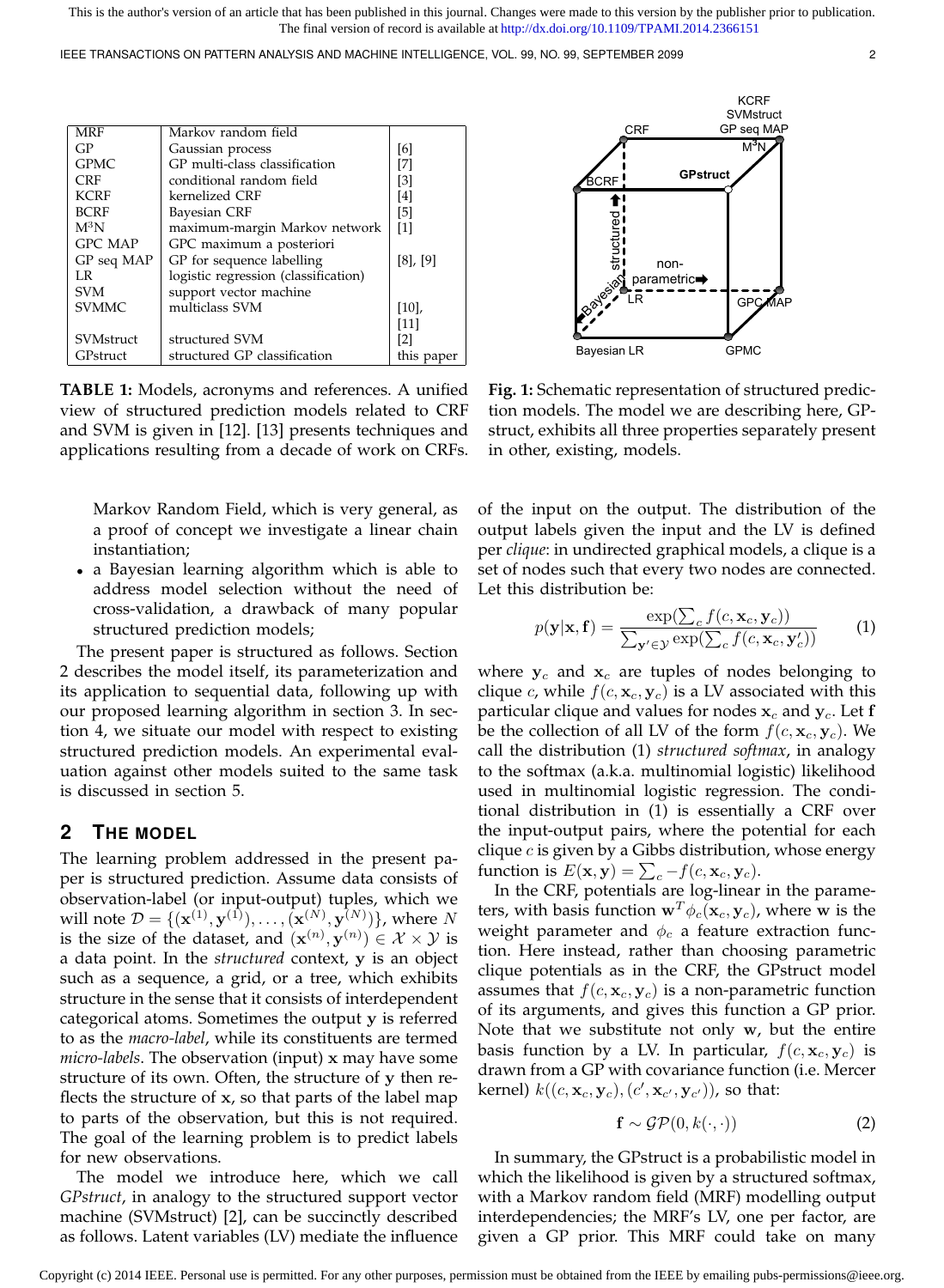This is the author's version of an article that has been published in this journal. Changes were made to this version by the publisher prior to publication. The final version of record is available at http://dx.doi.org/10.1109/TPAMI.2014.2366151

| | | |
|---|---|---|
| MRF | Markov random field | |
| GP | Gaussian process | [6] |
| GPMC | GP multi-class classification | [7] |
| CRF | conditional random field | [3] |
| KCRF | kernelized CRF | [4] |
| BCRF | Bayesian CRF | [5] |
| M$^3$N | maximum-margin Markov network | [1] |
| GPC MAP | GPC maximum a posteriori | |
| GP seq MAP | GP for sequence labelling | [8], [9] |
| LR | logistic regression (classification) | |
| SVM | support vector machine | |
| SVMMC | multiclass SVM | [10], [11] |
| SVMstruct | structured SVM | [2] |
| GPstruct | structured GP classification | this paper |

**TABLE 1:** Models, acronyms and references. A unified view of structured prediction models related to CRF and SVM is given in [12]. [13] presents techniques and applications resulting from a decade of work on CRFs.

KCRF
SVMstruct
CRF
GP seq MAP
M$^3$N
BCRF
GPstruct
structured
non-parametric
Bayesian
LR
GPC MAP
Bayesian LR
GPMC

**Fig. 1:** Schematic representation of structured prediction models. The model we are describing here, GPstruct, exhibits all three properties separately present in other, existing, models.

Markov Random Field, which is very general, as a proof of concept we investigate a linear chain instantiation;

- a Bayesian learning algorithm which is able to address model selection without the need of cross-validation, a drawback of many popular structured prediction models;

The present paper is structured as follows. Section 2 describes the model itself, its parameterization and its application to sequential data, following up with our proposed learning algorithm in section 3. In section 4, we situate our model with respect to existing structured prediction models. An experimental evaluation against other models suited to the same task is discussed in section 5.

## 2 The model

The learning problem addressed in the present paper is structured prediction. Assume data consists of observation-label (or input-output) tuples, which we will note $\mathcal{D} = \{(\mathbf{x}^{(1)}, \mathbf{y}^{(1)}), \ldots, (\mathbf{x}^{(N)}, \mathbf{y}^{(N)})\}$, where $N$ is the size of the dataset, and $(\mathbf{x}^{(n)}, \mathbf{y}^{(n)}) \in \mathcal{X} \times \mathcal{Y}$ is a data point. In the *structured* context, $\mathbf{y}$ is an object such as a sequence, a grid, or a tree, which exhibits structure in the sense that it consists of interdependent categorical atoms. Sometimes the output $\mathbf{y}$ is referred to as the *macro-label*, while its constituents are termed *micro-labels*. The observation (input) $\mathbf{x}$ may have some structure of its own. Often, the structure of $\mathbf{y}$ then reflects the structure of $\mathbf{x}$, so that parts of the label map to parts of the observation, but this is not required. The goal of the learning problem is to predict labels for new observations.

The model we introduce here, which we call *GPstruct*, in analogy to the structured support vector machine (SVMstruct) [2], can be succinctly described as follows. Latent variables (LV) mediate the influence of the input on the output. The distribution of the output labels given the input and the LV is defined per *clique*: in undirected graphical models, a clique is a set of nodes such that every two nodes are connected. Let this distribution be:

$$p(\mathbf{y}|\mathbf{x}, \mathbf{f}) = \frac{\exp(\sum_c f(c, \mathbf{x}_c, \mathbf{y}_c))}{\sum_{\mathbf{y}' \in \mathcal{Y}} \exp(\sum_c f(c, \mathbf{x}_c, \mathbf{y}'_c))} \quad (1)$$

where $\mathbf{y}_c$ and $\mathbf{x}_c$ are tuples of nodes belonging to clique $c$, while $f(c, \mathbf{x}_c, \mathbf{y}_c)$ is a LV associated with this particular clique and values for nodes $\mathbf{x}_c$ and $\mathbf{y}_c$. Let $\mathbf{f}$ be the collection of all LV of the form $f(c, \mathbf{x}_c, \mathbf{y}_c)$. We call the distribution (1) *structured softmax*, in analogy to the softmax (a.k.a. multinomial logistic) likelihood used in multinomial logistic regression. The conditional distribution in (1) is essentially a CRF over the input-output pairs, where the potential for each clique $c$ is given by a Gibbs distribution, whose energy function is $E(\mathbf{x}, \mathbf{y}) = \sum_c -f(c, \mathbf{x}_c, \mathbf{y}_c)$.

In the CRF, potentials are log-linear in the parameters, with basis function $\mathbf{w}^T \phi_c(\mathbf{x}_c, \mathbf{y}_c)$, where $\mathbf{w}$ is the weight parameter and $\phi_c$ a feature extraction function. Here instead, rather than choosing parametric clique potentials as in the CRF, the GPstruct model assumes that $f(c, \mathbf{x}_c, \mathbf{y}_c)$ is a non-parametric function of its arguments, and gives this function a GP prior. Note that we substitute not only $\mathbf{w}$, but the entire basis function by a LV. In particular, $f(c, \mathbf{x}_c, \mathbf{y}_c)$ is drawn from a GP with covariance function (i.e. Mercer kernel) $k((c, \mathbf{x}_c, \mathbf{y}_c), (c', \mathbf{x}_{c'}, \mathbf{y}_{c'}))$, so that:

$$\mathbf{f} \sim \mathcal{GP}(0, k(\cdot, \cdot)) \quad (2)$$

In summary, the GPstruct is a probabilistic model in which the likelihood is given by a structured softmax, with a Markov random field (MRF) modelling output interdependencies; the MRF's LV, one per factor, are given a GP prior. This MRF could take on many

Copyright (c) 2014 IEEE. Personal use is permitted. For any other purposes, permission must be obtained from the IEEE by emailing pubs-permissions@ieee.org.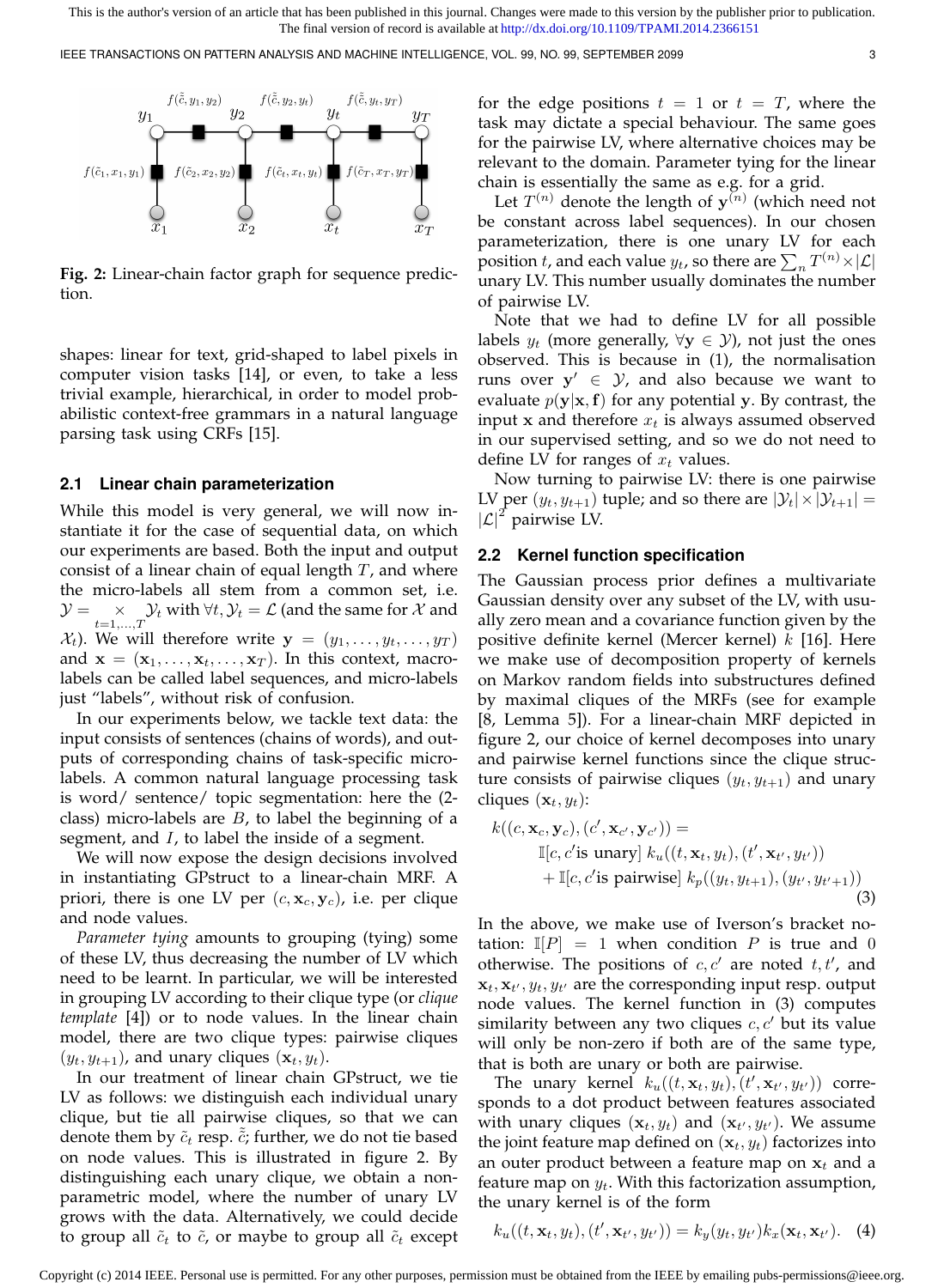This is the author's version of an article that has been published in this journal. Changes were made to this version by the publisher prior to publication. The final version of record is available at http://dx.doi.org/10.1109/TPAMI.2014.2366151

$f(\tilde{\tilde{c}}, y_1, y_2)$ $f(\tilde{\tilde{c}}, y_2, y_t)$ $f(\tilde{\tilde{c}}, y_t, y_T)$

$y_1$ $y_2$ $y_t$ $y_T$

$f(\tilde{c}_1, x_1, y_1)$ $f(\tilde{c}_2, x_2, y_2)$ $f(\tilde{c}_t, x_t, y_t)$ $f(\tilde{c}_T, x_T, y_T)$

$x_1$ $x_2$ $x_t$ $x_T$

**Fig. 2:** Linear-chain factor graph for sequence prediction.

shapes: linear for text, grid-shaped to label pixels in computer vision tasks [14], or even, to take a less trivial example, hierarchical, in order to model probabilistic context-free grammars in a natural language parsing task using CRFs [15].

### 2.1 Linear chain parameterization

While this model is very general, we will now instantiate it for the case of sequential data, on which our experiments are based. Both the input and output consist of a linear chain of equal length $T$, and where the micro-labels all stem from a common set, i.e. $\mathcal{Y} = \times_{t=1,\ldots,T} \mathcal{Y}_t$ with $\forall t, \mathcal{Y}_t = \mathcal{L}$ (and the same for $\mathcal{X}$ and $\mathcal{X}_t$). We will therefore write $\mathbf{y} = (y_1, \ldots, y_t, \ldots, y_T)$ and $\mathbf{x} = (\mathbf{x}_1, \ldots, \mathbf{x}_t, \ldots, \mathbf{x}_T)$. In this context, macro-labels can be called label sequences, and micro-labels just "labels", without risk of confusion.

In our experiments below, we tackle text data: the input consists of sentences (chains of words), and outputs of corresponding chains of task-specific micro-labels. A common natural language processing task is word/ sentence/ topic segmentation: here the (2-class) micro-labels are $B$, to label the beginning of a segment, and $I$, to label the inside of a segment.

We will now expose the design decisions involved in instantiating GPstruct to a linear-chain MRF. A priori, there is one LV per $(c, \mathbf{x}_c, \mathbf{y}_c)$, i.e. per clique and node values.

*Parameter tying* amounts to grouping (tying) some of these LV, thus decreasing the number of LV which need to be learnt. In particular, we will be interested in grouping LV according to their clique type (or *clique template* [4]) or to node values. In the linear chain model, there are two clique types: pairwise cliques $(y_t, y_{t+1})$, and unary cliques $(\mathbf{x}_t, y_t)$.

In our treatment of linear chain GPstruct, we tie LV as follows: we distinguish each individual unary clique, but tie all pairwise cliques, so that we can denote them by $\tilde{c}_t$ resp. $\tilde{\tilde{c}}$; further, we do not tie based on node values. This is illustrated in figure 2. By distinguishing each unary clique, we obtain a non-parametric model, where the number of unary LV grows with the data. Alternatively, we could decide to group all $\tilde{c}_t$ to $\tilde{c}$, or maybe to group all $\tilde{c}_t$ except for the edge positions $t = 1$ or $t = T$, where the task may dictate a special behaviour. The same goes for the pairwise LV, where alternative choices may be relevant to the domain. Parameter tying for the linear chain is essentially the same as e.g. for a grid.

Let $T^{(n)}$ denote the length of $\mathbf{y}^{(n)}$ (which need not be constant across label sequences). In our chosen parameterization, there is one unary LV for each position $t$, and each value $y_t$, so there are $\sum_n T^{(n)} \times |\mathcal{L}|$ unary LV. This number usually dominates the number of pairwise LV.

Note that we had to define LV for all possible labels $y_t$ (more generally, $\forall \mathbf{y} \in \mathcal{Y}$), not just the ones observed. This is because in (1), the normalisation runs over $\mathbf{y}' \in \mathcal{Y}$, and also because we want to evaluate $p(\mathbf{y}|\mathbf{x}, \mathbf{f})$ for any potential $\mathbf{y}$. By contrast, the input $\mathbf{x}$ and therefore $x_t$ is always assumed observed in our supervised setting, and so we do not need to define LV for ranges of $x_t$ values.

Now turning to pairwise LV: there is one pairwise LV per $(y_t, y_{t+1})$ tuple; and so there are $|\mathcal{Y}_t| \times |\mathcal{Y}_{t+1}| = |\mathcal{L}|^2$ pairwise LV.

### 2.2 Kernel function specification

The Gaussian process prior defines a multivariate Gaussian density over any subset of the LV, with usually zero mean and a covariance function given by the positive definite kernel (Mercer kernel) $k$ [16]. Here we make use of decomposition property of kernels on Markov random fields into substructures defined by maximal cliques of the MRFs (see for example [8, Lemma 5]). For a linear-chain MRF depicted in figure 2, our choice of kernel decomposes into unary and pairwise kernel functions since the clique structure consists of pairwise cliques $(y_t, y_{t+1})$ and unary cliques $(\mathbf{x}_t, y_t)$:

$$
\begin{aligned}
k((c, \mathbf{x}_c, \mathbf{y}_c), (c', \mathbf{x}_{c'}, \mathbf{y}_{c'})) = \\
\mathbb{I}[c, c' \text{is unary}]\ k_u((t, \mathbf{x}_t, y_t), (t', \mathbf{x}_{t'}, y_{t'})) \\
+ \mathbb{I}[c, c' \text{is pairwise}]\ k_p((y_t, y_{t+1}), (y_{t'}, y_{t'+1}))
\end{aligned} \tag{3}
$$

In the above, we make use of Iverson's bracket notation: $\mathbb{I}[P] = 1$ when condition $P$ is true and $0$ otherwise. The positions of $c, c'$ are noted $t, t'$, and $\mathbf{x}_t, \mathbf{x}_{t'}, y_t, y_{t'}$ are the corresponding input resp. output node values. The kernel function in (3) computes similarity between any two cliques $c, c'$ but its value will only be non-zero if both are of the same type, that is both are unary or both are pairwise.

The unary kernel $k_u((t, \mathbf{x}_t, y_t), (t', \mathbf{x}_{t'}, y_{t'}))$ corresponds to a dot product between features associated with unary cliques $(\mathbf{x}_t, y_t)$ and $(\mathbf{x}_{t'}, y_{t'})$. We assume the joint feature map defined on $(\mathbf{x}_t, y_t)$ factorizes into an outer product between a feature map on $\mathbf{x}_t$ and a feature map on $y_t$. With this factorization assumption, the unary kernel is of the form

$$
k_u((t, \mathbf{x}_t, y_t), (t', \mathbf{x}_{t'}, y_{t'})) = k_y(y_t, y_{t'}) k_x(\mathbf{x}_t, \mathbf{x}_{t'}). \tag{4}
$$

Copyright (c) 2014 IEEE. Personal use is permitted. For any other purposes, permission must be obtained from the IEEE by emailing pubs-permissions@ieee.org.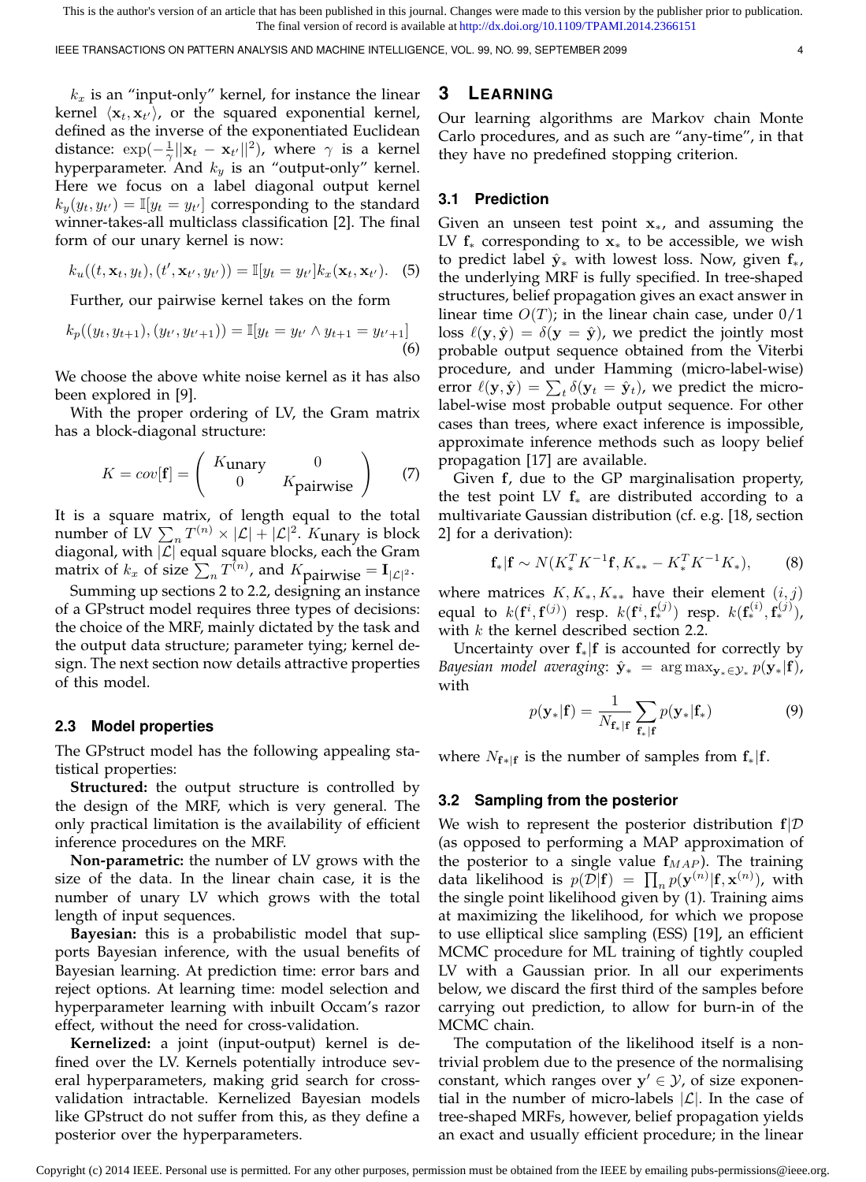$k_x$ is an "input-only" kernel, for instance the linear kernel $\langle \mathbf{x}_t, \mathbf{x}_{t'} \rangle$, or the squared exponential kernel, defined as the inverse of the exponentiated Euclidean distance: $\exp(-\frac{1}{\gamma}||\mathbf{x}_t - \mathbf{x}_{t'}||^2)$, where $\gamma$ is a kernel hyperparameter. And $k_y$ is an "output-only" kernel. Here we focus on a label diagonal output kernel $k_y(y_t, y_{t'}) = \mathbb{I}[y_t = y_{t'}]$ corresponding to the standard winner-takes-all multiclass classification [2]. The final form of our unary kernel is now:

$$k_u((t, \mathbf{x}_t, y_t), (t', \mathbf{x}_{t'}, y_{t'})) = \mathbb{I}[y_t = y_{t'}] k_x(\mathbf{x}_t, \mathbf{x}_{t'}). \quad (5)$$

Further, our pairwise kernel takes on the form

$$k_p((y_t, y_{t+1}), (y_{t'}, y_{t'+1})) = \mathbb{I}[y_t = y_{t'} \wedge y_{t+1} = y_{t'+1}] \quad (6)$$

We choose the above white noise kernel as it has also been explored in [9].

With the proper ordering of LV, the Gram matrix has a block-diagonal structure:

$$K = cov[\mathbf{f}] = \begin{pmatrix} K_{\text{unary}} & 0 \\ 0 & K_{\text{pairwise}} \end{pmatrix} \quad (7)$$

It is a square matrix, of length equal to the total number of LV $\sum_n T^{(n)} \times |\mathcal{L}| + |\mathcal{L}|^2$. $K_{\text{unary}}$ is block diagonal, with $|\mathcal{L}|$ equal square blocks, each the Gram matrix of $k_x$ of size $\sum_n T^{(n)}$, and $K_{\text{pairwise}} = \mathbf{I}_{|\mathcal{L}|^2}$.

Summing up sections 2 to 2.2, designing an instance of a GPstruct model requires three types of decisions: the choice of the MRF, mainly dictated by the task and the output data structure; parameter tying; kernel design. The next section now details attractive properties of this model.

### 2.3 Model properties

The GPstruct model has the following appealing statistical properties:

**Structured:** the output structure is controlled by the design of the MRF, which is very general. The only practical limitation is the availability of efficient inference procedures on the MRF.

**Non-parametric:** the number of LV grows with the size of the data. In the linear chain case, it is the number of unary LV which grows with the total length of input sequences.

**Bayesian:** this is a probabilistic model that supports Bayesian inference, with the usual benefits of Bayesian learning. At prediction time: error bars and reject options. At learning time: model selection and hyperparameter learning with inbuilt Occam's razor effect, without the need for cross-validation.

**Kernelized:** a joint (input-output) kernel is defined over the LV. Kernels potentially introduce several hyperparameters, making grid search for cross-validation intractable. Kernelized Bayesian models like GPstruct do not suffer from this, as they define a posterior over the hyperparameters.

## 3 Learning

Our learning algorithms are Markov chain Monte Carlo procedures, and as such are "any-time", in that they have no predefined stopping criterion.

### 3.1 Prediction

Given an unseen test point $\mathbf{x}_*$, and assuming the LV $\mathbf{f}_*$ corresponding to $\mathbf{x}_*$ to be accessible, we wish to predict label $\hat{\mathbf{y}}_*$ with lowest loss. Now, given $\mathbf{f}_*$, the underlying MRF is fully specified. In tree-shaped structures, belief propagation gives an exact answer in linear time $O(T)$; in the linear chain case, under 0/1 loss $\ell(\mathbf{y}, \hat{\mathbf{y}}) = \delta(\mathbf{y} = \hat{\mathbf{y}})$, we predict the jointly most probable output sequence obtained from the Viterbi procedure, and under Hamming (micro-label-wise) error $\ell(\mathbf{y}, \hat{\mathbf{y}}) = \sum_t \delta(\mathbf{y}_t = \hat{\mathbf{y}}_t)$, we predict the micro-label-wise most probable output sequence. For other cases than trees, where exact inference is impossible, approximate inference methods such as loopy belief propagation [17] are available.

Given $\mathbf{f}$, due to the GP marginalisation property, the test point LV $\mathbf{f}_*$ are distributed according to a multivariate Gaussian distribution (cf. e.g. [18, section 2] for a derivation):

$$\mathbf{f}_* | \mathbf{f} \sim N(K_*^T K^{-1} \mathbf{f}, K_{**} - K_*^T K^{-1} K_*), \quad (8)$$

where matrices $K, K_*, K_{**}$ have their element $(i, j)$ equal to $k(\mathbf{f}^i, \mathbf{f}^{(j)})$ resp. $k(\mathbf{f}^i, \mathbf{f}_*^{(j)})$ resp. $k(\mathbf{f}_*^{(i)}, \mathbf{f}_*^{(j)})$, with $k$ the kernel described section 2.2.

Uncertainty over $\mathbf{f}_* | \mathbf{f}$ is accounted for correctly by *Bayesian model averaging*: $\hat{\mathbf{y}}_* = \arg\max_{\mathbf{y}_* \in \mathcal{Y}_*} p(\mathbf{y}_* | \mathbf{f})$, with

$$p(\mathbf{y}_* | \mathbf{f}) = \frac{1}{N_{\mathbf{f}_* | \mathbf{f}}} \sum_{\mathbf{f}_* | \mathbf{f}} p(\mathbf{y}_* | \mathbf{f}_*) \quad (9)$$

where $N_{\mathbf{f}*|\mathbf{f}}$ is the number of samples from $\mathbf{f}_* | \mathbf{f}$.

### 3.2 Sampling from the posterior

We wish to represent the posterior distribution $\mathbf{f} | \mathcal{D}$ (as opposed to performing a MAP approximation of the posterior to a single value $\mathbf{f}_{MAP}$). The training data likelihood is $p(\mathcal{D}|\mathbf{f}) = \prod_n p(\mathbf{y}^{(n)} | \mathbf{f}, \mathbf{x}^{(n)})$, with the single point likelihood given by (1). Training aims at maximizing the likelihood, for which we propose to use elliptical slice sampling (ESS) [19], an efficient MCMC procedure for ML training of tightly coupled LV with a Gaussian prior. In all our experiments below, we discard the first third of the samples before carrying out prediction, to allow for burn-in of the MCMC chain.

The computation of the likelihood itself is a non-trivial problem due to the presence of the normalising constant, which ranges over $\mathbf{y}' \in \mathcal{Y}$, of size exponential in the number of micro-labels $|\mathcal{L}|$. In the case of tree-shaped MRFs, however, belief propagation yields an exact and usually efficient procedure; in the linear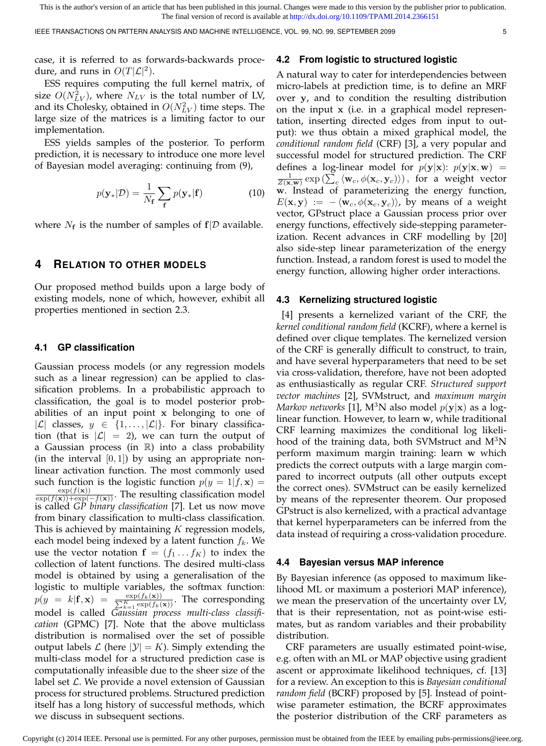case, it is referred to as forwards-backwards procedure, and runs in $O(T|\mathcal{L}|^2)$.

ESS requires computing the full kernel matrix, of size $O(N_{LV}^2)$, where $N_{LV}$ is the total number of LV, and its Cholesky, obtained in $O(N_{LV}^2)$ time steps. The large size of the matrices is a limiting factor to our implementation.

ESS yields samples of the posterior. To perform prediction, it is necessary to introduce one more level of Bayesian model averaging: continuing from (9),

$$p(\mathbf{y}_*|\mathcal{D}) = \frac{1}{N_{\mathbf{f}}} \sum_{\mathbf{f}} p(\mathbf{y}_*|\mathbf{f}) \tag{10}$$

where $N_{\mathbf{f}}$ is the number of samples of $\mathbf{f}|\mathcal{D}$ available.

## 4 Relation to other models

Our proposed method builds upon a large body of existing models, none of which, however, exhibit all properties mentioned in section 2.3.

### 4.1 GP classification

Gaussian process models (or any regression models such as a linear regression) can be applied to classification problems. In a probabilistic approach to classification, the goal is to model posterior probabilities of an input point $\mathbf{x}$ belonging to one of $|\mathcal{L}|$ classes, $y \in \{1, \ldots, |\mathcal{L}|\}$. For binary classification (that is $|\mathcal{L}| = 2$), we can turn the output of a Gaussian process (in $\mathbb{R}$) into a class probability (in the interval $[0, 1]$) by using an appropriate non-linear activation function. The most commonly used such function is the logistic function $p(y = 1|f, \mathbf{x}) = \frac{\exp(f(\mathbf{x}))}{\exp(f(\mathbf{x}))+\exp(-f(\mathbf{x}))}$. The resulting classification model is called *GP binary classification* [7]. Let us now move from binary classification to multi-class classification. This is achieved by maintaining $K$ regression models, each model being indexed by a latent function $f_k$. We use the vector notation $\mathbf{f} = (f_1 \ldots f_K)$ to index the collection of latent functions. The desired multi-class model is obtained by using a generalisation of the logistic to multiple variables, the softmax function: $p(y = k|\mathbf{f}, \mathbf{x}) = \frac{\exp(f_k(\mathbf{x}))}{\sum_{k=1}^{K} \exp(f_k(\mathbf{x}))}$. The corresponding model is called *Gaussian process multi-class classification* (GPMC) [7]. Note that the above multiclass distribution is normalised over the set of possible output labels $\mathcal{L}$ (here $|\mathcal{Y}| = K$). Simply extending the multi-class model for a structured prediction case is computationally infeasible due to the sheer size of the label set $\mathcal{L}$. We provide a novel extension of Gaussian process for structured problems. Structured prediction itself has a long history of successful methods, which we discuss in subsequent sections.

### 4.2 From logistic to structured logistic

A natural way to cater for interdependencies between micro-labels at prediction time, is to define an MRF over $\mathbf{y}$, and to condition the resulting distribution on the input $\mathbf{x}$ (i.e. in a graphical model representation, inserting directed edges from input to output): we thus obtain a mixed graphical model, the *conditional random field* (CRF) [3], a very popular and successful model for structured prediction. The CRF defines a log-linear model for $p(\mathbf{y}|\mathbf{x})$: $p(\mathbf{y}|\mathbf{x}, \mathbf{w}) = \frac{1}{Z(\mathbf{x}, \mathbf{w})} \exp\left(\sum_c \langle \mathbf{w}_c, \phi(\mathbf{x}_c, \mathbf{y}_c)\rangle\right)$, for a weight vector $\mathbf{w}$. Instead of parameterizing the energy function, $E(\mathbf{x}, \mathbf{y}) := -\langle \mathbf{w}_c, \phi(\mathbf{x}_c, \mathbf{y}_c)\rangle$, by means of a weight vector, GPstruct place a Gaussian process prior over energy functions, effectively side-stepping parameterization. Recent advances in CRF modelling by [20] also side-step linear parameterization of the energy function. Instead, a random forest is used to model the energy function, allowing higher order interactions.

### 4.3 Kernelizing structured logistic

[4] presents a kernelized variant of the CRF, the *kernel conditional random field* (KCRF), where a kernel is defined over clique templates. The kernelized version of the CRF is generally difficult to construct, to train, and have several hyperparameters that need to be set via cross-validation, therefore, have not been adopted as enthusiastically as regular CRF. *Structured support vector machines* [2], SVMstruct, and *maximum margin Markov networks* [1], M$^3$N also model $p(\mathbf{y}|\mathbf{x})$ as a log-linear function. However, to learn $\mathbf{w}$, while traditional CRF learning maximizes the conditional log likelihood of the training data, both SVMstruct and M$^3$N perform maximum margin training: learn $\mathbf{w}$ which predicts the correct outputs with a large margin compared to incorrect outputs (all other outputs except the correct ones). SVMstruct can be easily kernelized by means of the representer theorem. Our proposed GPstruct is also kernelized, with a practical advantage that kernel hyperparameters can be inferred from the data instead of requiring a cross-validation procedure.

### 4.4 Bayesian versus MAP inference

By Bayesian inference (as opposed to maximum likelihood ML or maximum a posteriori MAP inference), we mean the preservation of the uncertainty over LV, that is their representation, not as point-wise estimates, but as random variables and their probability distribution.

CRF parameters are usually estimated point-wise, e.g. often with an ML or MAP objective using gradient ascent or approximate likelihood techniques, cf. [13] for a review. An exception to this is *Bayesian conditional random field* (BCRF) proposed by [5]. Instead of point-wise parameter estimation, the BCRF approximates the posterior distribution of the CRF parameters as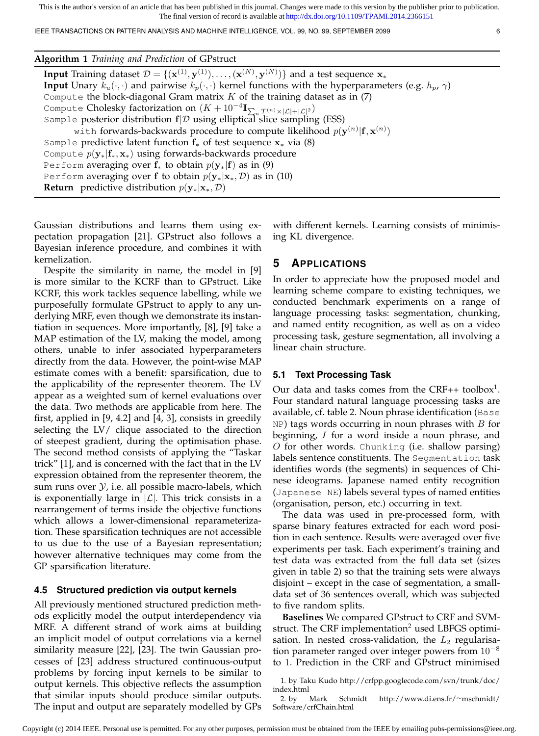This is the author's version of an article that has been published in this journal. Changes were made to this version by the publisher prior to publication.
The final version of record is available at http://dx.doi.org/10.1109/TPAMI.2014.2366151

**Algorithm 1** *Training and Prediction* of GPstruct

**Input** Training dataset $\mathcal{D} = \{(\mathbf{x}^{(1)}, \mathbf{y}^{(1)}), \ldots, (\mathbf{x}^{(N)}, \mathbf{y}^{(N)})\}$ and a test sequence $\mathbf{x}_*$
**Input** Unary $k_u(\cdot, \cdot)$ and pairwise $k_p(\cdot, \cdot)$ kernel functions with the hyperparameters (e.g. $h_p$, $\gamma$)
`Compute` the block-diagonal Gram matrix $K$ of the training dataset as in (7)
`Compute` Cholesky factorization on $(K + 10^{-4}\mathbf{I}_{\sum_n T^{(n)} \times |\mathcal{L}| + |\mathcal{L}|^2})$
`Sample` posterior distribution $\mathbf{f}|\mathcal{D}$ using elliptical slice sampling (ESS)
  `with` forwards-backwards procedure to compute likelihood $p(\mathbf{y}^{(n)}|\mathbf{f}, \mathbf{x}^{(n)})$
`Sample` predictive latent function $\mathbf{f}_*$ of test sequence $\mathbf{x}_*$ via (8)
`Compute` $p(\mathbf{y}_*|\mathbf{f}_*, \mathbf{x}_*)$ using forwards-backwards procedure
`Perform` averaging over $\mathbf{f}_*$ to obtain $p(\mathbf{y}_*|\mathbf{f})$ as in (9)
`Perform` averaging over $\mathbf{f}$ to obtain $p(\mathbf{y}_*|\mathbf{x}_*, \mathcal{D})$ as in (10)
**Return** predictive distribution $p(\mathbf{y}_*|\mathbf{x}_*, \mathcal{D})$

Gaussian distributions and learns them using expectation propagation [21]. GPstruct also follows a Bayesian inference procedure, and combines it with kernelization.

Despite the similarity in name, the model in [9] is more similar to the KCRF than to GPstruct. Like KCRF, this work tackles sequence labelling, while we purposefully formulate GPstruct to apply to any underlying MRF, even though we demonstrate its instantiation in sequences. More importantly, [8], [9] take a MAP estimation of the LV, making the model, among others, unable to infer associated hyperparameters directly from the data. However, the point-wise MAP estimate comes with a benefit: sparsification, due to the applicability of the representer theorem. The LV appear as a weighted sum of kernel evaluations over the data. Two methods are applicable from here. The first, applied in [9, 4.2] and [4, 3], consists in greedily selecting the LV/ clique associated to the direction of steepest gradient, during the optimisation phase. The second method consists of applying the "Taskar trick" [1], and is concerned with the fact that in the LV expression obtained from the representer theorem, the sum runs over $\mathcal{Y}$, i.e. all possible macro-labels, which is exponentially large in $|\mathcal{L}|$. This trick consists in a rearrangement of terms inside the objective functions which allows a lower-dimensional reparameterization. These sparsification techniques are not accessible to us due to the use of a Bayesian representation; however alternative techniques may come from the GP sparsification literature.

### 4.5 Structured prediction via output kernels

All previously mentioned structured prediction methods explicitly model the output interdependency via MRF. A different strand of work aims at building an implicit model of output correlations via a kernel similarity measure [22], [23]. The twin Gaussian processes of [23] address structured continuous-output problems by forcing input kernels to be similar to output kernels. This objective reflects the assumption that similar inputs should produce similar outputs. The input and output are separately modelled by GPs with different kernels. Learning consists of minimising KL divergence.

## 5 Applications

In order to appreciate how the proposed model and learning scheme compare to existing techniques, we conducted benchmark experiments on a range of language processing tasks: segmentation, chunking, and named entity recognition, as well as on a video processing task, gesture segmentation, all involving a linear chain structure.

### 5.1 Text Processing Task

Our data and tasks comes from the CRF++ toolbox[1]. Four standard natural language processing tasks are available, cf. table 2. Noun phrase identification (`Base NP`) tags words occurring in noun phrases with $B$ for beginning, $I$ for a word inside a noun phrase, and $O$ for other words. `Chunking` (i.e. shallow parsing) labels sentence constituents. The `Segmentation` task identifies words (the segments) in sequences of Chinese ideograms. Japanese named entity recognition (`Japanese NE`) labels several types of named entities (organisation, person, etc.) occurring in text.

The data was used in pre-processed form, with sparse binary features extracted for each word position in each sentence. Results were averaged over five experiments per task. Each experiment's training and test data was extracted from the full data set (sizes given in table 2) so that the training sets were always disjoint – except in the case of segmentation, a small-data set of 36 sentences overall, which was subjected to five random splits.

**Baselines** We compared GPstruct to CRF and SVM-struct. The CRF implementation[2] used LBFGS optimisation. In nested cross-validation, the $L_2$ regularisation parameter ranged over integer powers from $10^{-8}$ to 1. Prediction in the CRF and GPstruct minimised

1. by Taku Kudo http://crfpp.googlecode.com/svn/trunk/doc/index.html
2. by Mark Schmidt http://www.di.ens.fr/~mschmidt/Software/crfChain.html

Copyright (c) 2014 IEEE. Personal use is permitted. For any other purposes, permission must be obtained from the IEEE by emailing pubs-permissions@ieee.org.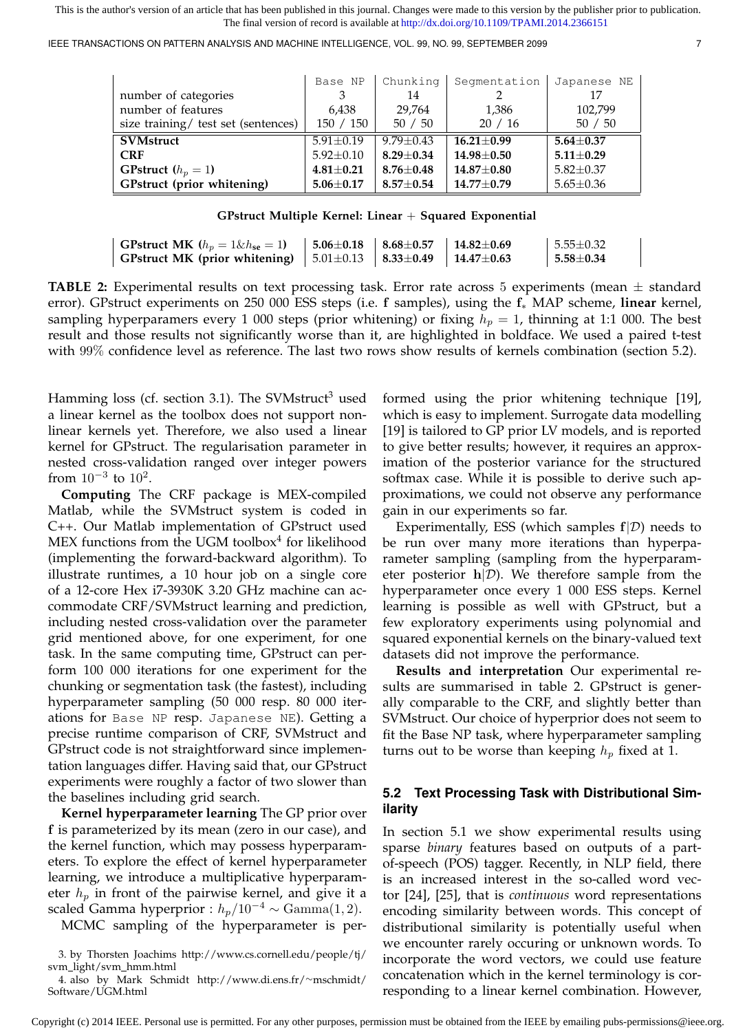| | Base NP | Chunking | Segmentation | Japanese NE |
|---|---|---|---|---|
| number of categories | 3 | 14 | 2 | 17 |
| number of features | 6,438 | 29,764 | 1,386 | 102,799 |
| size training/ test set (sentences) | 150 / 150 | 50 / 50 | 20 / 16 | 50 / 50 |
| **SVMstruct** | 5.91±0.19 | 9.79±0.43 | **16.21±0.99** | **5.64±0.37** |
| **CRF** | 5.92±0.10 | **8.29±0.34** | **14.98±0.50** | **5.11±0.29** |
| **GPstruct ($h_p = 1$)** | **4.81±0.21** | **8.76±0.48** | **14.87±0.80** | 5.82±0.37 |
| **GPstruct (prior whitening)** | **5.06±0.17** | **8.57±0.54** | **14.77±0.79** | 5.65±0.36 |
| **GPstruct Multiple Kernel: Linear + Squared Exponential** | | | | |
| **GPstruct MK ($h_p = 1 \& h_{\mathbf{se}} = 1$)** | **5.06±0.18** | **8.68±0.57** | **14.82±0.69** | 5.55±0.32 |
| **GPstruct MK (prior whitening)** | 5.01±0.13 | **8.33±0.49** | **14.47±0.63** | **5.58±0.34** |

**TABLE 2:** Experimental results on text processing task. Error rate across 5 experiments (mean ± standard error). GPstruct experiments on 250 000 ESS steps (i.e. $\mathbf{f}$ samples), using the $\mathbf{f}_*$ MAP scheme, **linear** kernel, sampling hyperparamers every 1 000 steps (prior whitening) or fixing $h_p = 1$, thinning at 1:1 000. The best result and those results not significantly worse than it, are highlighted in boldface. We used a paired t-test with 99% confidence level as reference. The last two rows show results of kernels combination (section 5.2).

Hamming loss (cf. section 3.1). The SVMstruct[3] used a linear kernel as the toolbox does not support non-linear kernels yet. Therefore, we also used a linear kernel for GPstruct. The regularisation parameter in nested cross-validation ranged over integer powers from $10^{-3}$ to $10^{2}$.

**Computing** The CRF package is MEX-compiled Matlab, while the SVMstruct system is coded in C++. Our Matlab implementation of GPstruct used MEX functions from the UGM toolbox[4] for likelihood (implementing the forward-backward algorithm). To illustrate runtimes, a 10 hour job on a single core of a 12-core Hex i7-3930K 3.20 GHz machine can accommodate CRF/SVMstruct learning and prediction, including nested cross-validation over the parameter grid mentioned above, for one experiment, for one task. In the same computing time, GPstruct can perform 100 000 iterations for one experiment for the chunking or segmentation task (the fastest), including hyperparameter sampling (50 000 resp. 80 000 iterations for Base NP resp. Japanese NE). Getting a precise runtime comparison of CRF, SVMstruct and GPstruct code is not straightforward since implementation languages differ. Having said that, our GPstruct experiments were roughly a factor of two slower than the baselines including grid search.

**Kernel hyperparameter learning** The GP prior over $\mathbf{f}$ is parameterized by its mean (zero in our case), and the kernel function, which may possess hyperparameters. To explore the effect of kernel hyperparameter learning, we introduce a multiplicative hyperparameter $h_p$ in front of the pairwise kernel, and give it a scaled Gamma hyperprior : $h_p/10^{-4} \sim \text{Gamma}(1, 2)$.

MCMC sampling of the hyperparameter is performed using the prior whitening technique [19], which is easy to implement. Surrogate data modelling [19] is tailored to GP prior LV models, and is reported to give better results; however, it requires an approximation of the posterior variance for the structured softmax case. While it is possible to derive such approximations, we could not observe any performance gain in our experiments so far.

Experimentally, ESS (which samples $\mathbf{f}|\mathcal{D}$) needs to be run over many more iterations than hyperparameter sampling (sampling from the hyperparameter posterior $\mathbf{h}|\mathcal{D}$). We therefore sample from the hyperparameter once every 1 000 ESS steps. Kernel learning is possible as well with GPstruct, but a few exploratory experiments using polynomial and squared exponential kernels on the binary-valued text datasets did not improve the performance.

**Results and interpretation** Our experimental results are summarised in table 2. GPstruct is generally comparable to the CRF, and slightly better than SVMstruct. Our choice of hyperprior does not seem to fit the Base NP task, where hyperparameter sampling turns out to be worse than keeping $h_p$ fixed at 1.

### 5.2 Text Processing Task with Distributional Similarity

In section 5.1 we show experimental results using sparse *binary* features based on outputs of a part-of-speech (POS) tagger. Recently, in NLP field, there is an increased interest in the so-called word vector [24], [25], that is *continuous* word representations encoding similarity between words. This concept of distributional similarity is potentially useful when we encounter rarely occuring or unknown words. To incorporate the word vectors, we could use feature concatenation which in the kernel terminology is corresponding to a linear kernel combination. However,

[3] by Thorsten Joachims http://www.cs.cornell.edu/people/tj/svm_light/svm_hmm.html

[4] also by Mark Schmidt http://www.di.ens.fr/~mschmidt/Software/UGM.html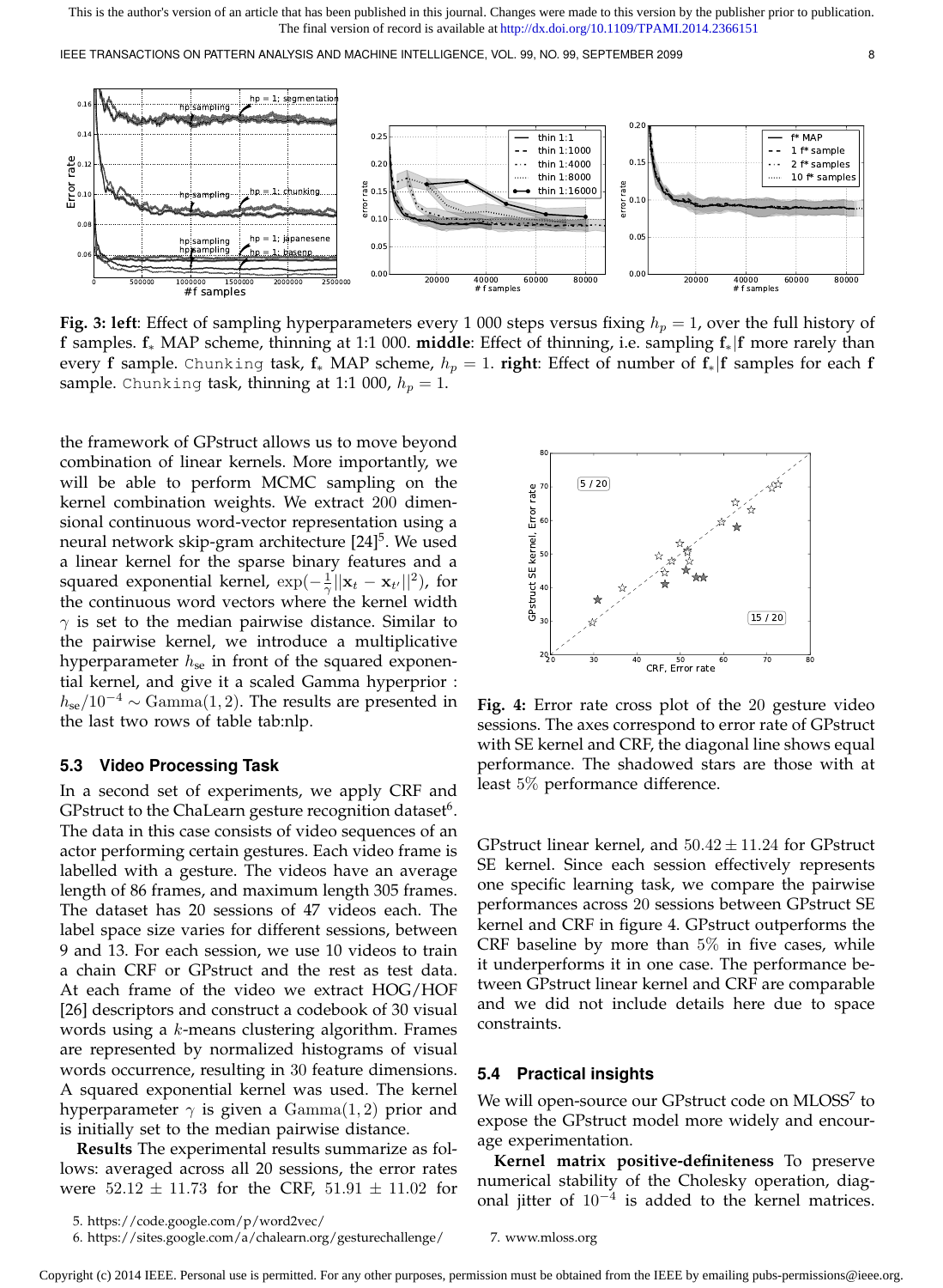**Fig. 3: left**: Effect of sampling hyperparameters every 1 000 steps versus fixing $h_p = 1$, over the full history of **f** samples. $\mathbf{f}_*$ MAP scheme, thinning at 1:1 000. **middle**: Effect of thinning, i.e. sampling $\mathbf{f}_*|\mathbf{f}$ more rarely than every **f** sample. `Chunking` task, $\mathbf{f}_*$ MAP scheme, $h_p = 1$. **right**: Effect of number of $\mathbf{f}_*|\mathbf{f}$ samples for each **f** sample. `Chunking` task, thinning at 1:1 000, $h_p = 1$.

the framework of GPstruct allows us to move beyond combination of linear kernels. More importantly, we will be able to perform MCMC sampling on the kernel combination weights. We extract 200 dimensional continuous word-vector representation using a neural network skip-gram architecture [24][5]. We used a linear kernel for the sparse binary features and a squared exponential kernel, $\exp(-\frac{1}{\gamma}||\mathbf{x}_t - \mathbf{x}_{t'}||^2)$, for the continuous word vectors where the kernel width $\gamma$ is set to the median pairwise distance. Similar to the pairwise kernel, we introduce a multiplicative hyperparameter $h_{\text{se}}$ in front of the squared exponential kernel, and give it a scaled Gamma hyperprior : $h_{\text{se}}/10^{-4} \sim \text{Gamma}(1, 2)$. The results are presented in the last two rows of table tab:nlp.

### 5.3 Video Processing Task

In a second set of experiments, we apply CRF and GPstruct to the ChaLearn gesture recognition dataset[6]. The data in this case consists of video sequences of an actor performing certain gestures. Each video frame is labelled with a gesture. The videos have an average length of 86 frames, and maximum length 305 frames. The dataset has 20 sessions of 47 videos each. The label space size varies for different sessions, between 9 and 13. For each session, we use 10 videos to train a chain CRF or GPstruct and the rest as test data. At each frame of the video we extract HOG/HOF [26] descriptors and construct a codebook of 30 visual words using a $k$-means clustering algorithm. Frames are represented by normalized histograms of visual words occurrence, resulting in 30 feature dimensions. A squared exponential kernel was used. The kernel hyperparameter $\gamma$ is given a $\text{Gamma}(1, 2)$ prior and is initially set to the median pairwise distance.

**Results** The experimental results summarize as follows: averaged across all 20 sessions, the error rates were $52.12 \pm 11.73$ for the CRF, $51.91 \pm 11.02$ for GPstruct linear kernel, and $50.42 \pm 11.24$ for GPstruct SE kernel. Since each session effectively represents one specific learning task, we compare the pairwise performances across 20 sessions between GPstruct SE kernel and CRF in figure 4. GPstruct outperforms the CRF baseline by more than 5% in five cases, while it underperforms it in one case. The performance between GPstruct linear kernel and CRF are comparable and we did not include details here due to space constraints.

**Fig. 4:** Error rate cross plot of the 20 gesture video sessions. The axes correspond to error rate of GPstruct with SE kernel and CRF, the diagonal line shows equal performance. The shadowed stars are those with at least 5% performance difference.

### 5.4 Practical insights

We will open-source our GPstruct code on MLOSS[7] to expose the GPstruct model more widely and encourage experimentation.

**Kernel matrix positive-definiteness** To preserve numerical stability of the Cholesky operation, diagonal jitter of $10^{-4}$ is added to the kernel matrices.

5. https://code.google.com/p/word2vec/

6. https://sites.google.com/a/chalearn.org/gesturechallenge/

7. www.mloss.org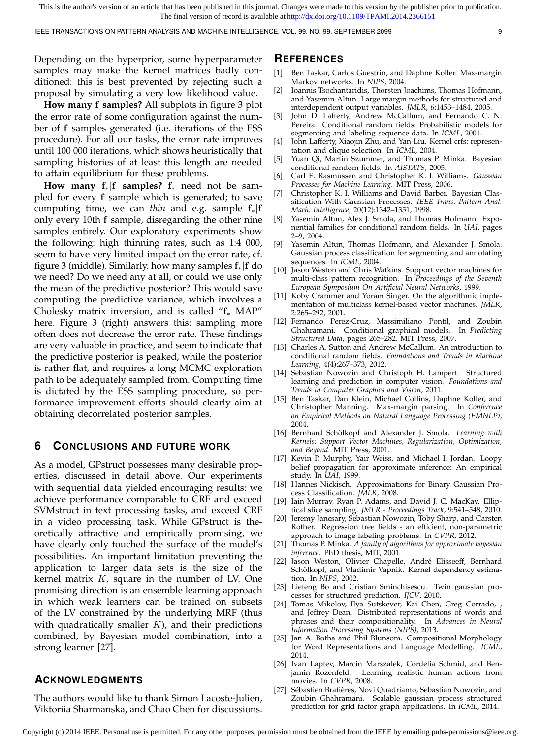Depending on the hyperprior, some hyperparameter samples may make the kernel matrices badly conditioned: this is best prevented by rejecting such a proposal by simulating a very low likelihood value.

**How many f samples?** All subplots in figure 3 plot the error rate of some configuration against the number of **f** samples generated (i.e. iterations of the ESS procedure). For all our tasks, the error rate improves until 100 000 iterations, which shows heuristically that sampling histories of at least this length are needed to attain equilibrium for these problems.

**How many $\mathbf{f}_*|\mathbf{f}$ samples?** $\mathbf{f}_*$ need not be sampled for every **f** sample which is generated; to save computing time, we can *thin* and e.g. sample $\mathbf{f}_*|\mathbf{f}$ only every 10th **f** sample, disregarding the other nine samples entirely. Our exploratory experiments show the following: high thinning rates, such as 1:4 000, seem to have very limited impact on the error rate, cf. figure 3 (middle). Similarly, how many samples $\mathbf{f}_*|\mathbf{f}$ do we need? Do we need any at all, or could we use only the mean of the predictive posterior? This would save computing the predictive variance, which involves a Cholesky matrix inversion, and is called "$\mathbf{f}_*$ MAP" here. Figure 3 (right) answers this: sampling more often does not decrease the error rate. These findings are very valuable in practice, and seem to indicate that the predictive posterior is peaked, while the posterior is rather flat, and requires a long MCMC exploration path to be adequately sampled from. Computing time is dictated by the ESS sampling procedure, so performance improvement efforts should clearly aim at obtaining decorrelated posterior samples.

## 6 Conclusions and Future Work

As a model, GPstruct possesses many desirable properties, discussed in detail above. Our experiments with sequential data yielded encouraging results: we achieve performance comparable to CRF and exceed SVMstruct in text processing tasks, and exceed CRF in a video processing task. While GPstruct is theoretically attractive and empirically promising, we have clearly only touched the surface of the model's possibilities. An important limitation preventing the application to larger data sets is the size of the kernel matrix $K$, square in the number of LV. One promising direction is an ensemble learning approach in which weak learners can be trained on subsets of the LV constrained by the underlying MRF (thus with quadratically smaller $K$), and their predictions combined, by Bayesian model combination, into a strong learner [27].

## Acknowledgments

The authors would like to thank Simon Lacoste-Julien, Viktoriia Sharmanska, and Chao Chen for discussions.

## References

[1] Ben Taskar, Carlos Guestrin, and Daphne Koller. Max-margin Markov networks. In *NIPS*, 2004.

[2] Ioannis Tsochantaridis, Thorsten Joachims, Thomas Hofmann, and Yasemin Altun. Large margin methods for structured and interdependent output variables. *JMLR*, 6:1453–1484, 2005.

[3] John D. Lafferty, Andrew McCallum, and Fernando C. N. Pereira. Conditional random fields: Probabilistic models for segmenting and labeling sequence data. In *ICML*, 2001.

[4] John Lafferty, Xiaojin Zhu, and Yan Liu. Kernel crfs: representation and clique selection. In *ICML*, 2004.

[5] Yuan Qi, Martin Szummer, and Thomas P. Minka. Bayesian conditional random fields. In *AISTATS*, 2005.

[6] Carl E. Rasmussen and Christopher K. I. Williams. *Gaussian Processes for Machine Learning*. MIT Press, 2006.

[7] Christopher K. I. Williams and David Barber. Bayesian Classification With Gaussian Processes. *IEEE Trans. Pattern Anal. Mach. Intelligence*, 20(12):1342–1351, 1998.

[8] Yasemin Altun, Alex J. Smola, and Thomas Hofmann. Exponential families for conditional random fields. In *UAI*, pages 2–9, 2004.

[9] Yasemin Altun, Thomas Hofmann, and Alexander J. Smola. Gaussian process classification for segmenting and annotating sequences. In *ICML*, 2004.

[10] Jason Weston and Chris Watkins. Support vector machines for multi-class pattern recognition. In *Proceedings of the Seventh European Symposium On Artificial Neural Networks*, 1999.

[11] Koby Crammer and Yoram Singer. On the algorithmic implementation of multiclass kernel-based vector machines. *JMLR*, 2:265–292, 2001.

[12] Fernando Perez-Cruz, Massimiliano Pontil, and Zoubin Ghahramani. Conditional graphical models. In *Predicting Structured Data*, pages 265–282. MIT Press, 2007.

[13] Charles A. Sutton and Andrew McCallum. An introduction to conditional random fields. *Foundations and Trends in Machine Learning*, 4(4):267–373, 2012.

[14] Sebastian Nowozin and Christoph H. Lampert. Structured learning and prediction in computer vision. *Foundations and Trends in Computer Graphics and Vision*, 2011.

[15] Ben Taskar, Dan Klein, Michael Collins, Daphne Koller, and Christopher Manning. Max-margin parsing. In *Conference on Empirical Methods on Natural Language Processing (EMNLP)*, 2004.

[16] Bernhard Schölkopf and Alexander J. Smola. *Learning with Kernels: Support Vector Machines, Regularization, Optimization, and Beyond*. MIT Press, 2001.

[17] Kevin P. Murphy, Yair Weiss, and Michael I. Jordan. Loopy belief propagation for approximate inference: An empirical study. In *UAI*, 1999.

[18] Hannes Nickisch. Approximations for Binary Gaussian Process Classification. *JMLR*, 2008.

[19] Iain Murray, Ryan P. Adams, and David J. C. MacKay. Elliptical slice sampling. *JMLR - Proceedings Track*, 9:541–548, 2010.

[20] Jeremy Jancsary, Sebastian Nowozin, Toby Sharp, and Carsten Rother. Regression tree fields - an efficient, non-parametric approach to image labeling problems. In *CVPR*, 2012.

[21] Thomas P. Minka. *A family of algorithms for approximate bayesian inference*. PhD thesis, MIT, 2001.

[22] Jason Weston, Olivier Chapelle, André Elisseeff, Bernhard Schölkopf, and Vladimir Vapnik. Kernel dependency estimation. In *NIPS*, 2002.

[23] Liefeng Bo and Cristian Sminchisescu. Twin gaussian processes for structured prediction. *IJCV*, 2010.

[24] Tomas Mikolov, Ilya Sutskever, Kai Chen, Greg Corrado, , and Jeffrey Dean. Distributed representations of words and phrases and their compositionality. In *Advances in Neural Information Processing Systems (NIPS)*, 2013.

[25] Jan A. Botha and Phil Blunsom. Compositional Morphology for Word Representations and Language Modelling. *ICML*, 2014.

[26] Ivan Laptev, Marcin Marszalek, Cordelia Schmid, and Benjamin Rozenfeld. Learning realistic human actions from movies. In *CVPR*, 2008.

[27] Sébastien Bratières, Novi Quadrianto, Sebastian Nowozin, and Zoubin Ghahramani. Scalable gaussian process structured prediction for grid factor graph applications. In *ICML*, 2014.